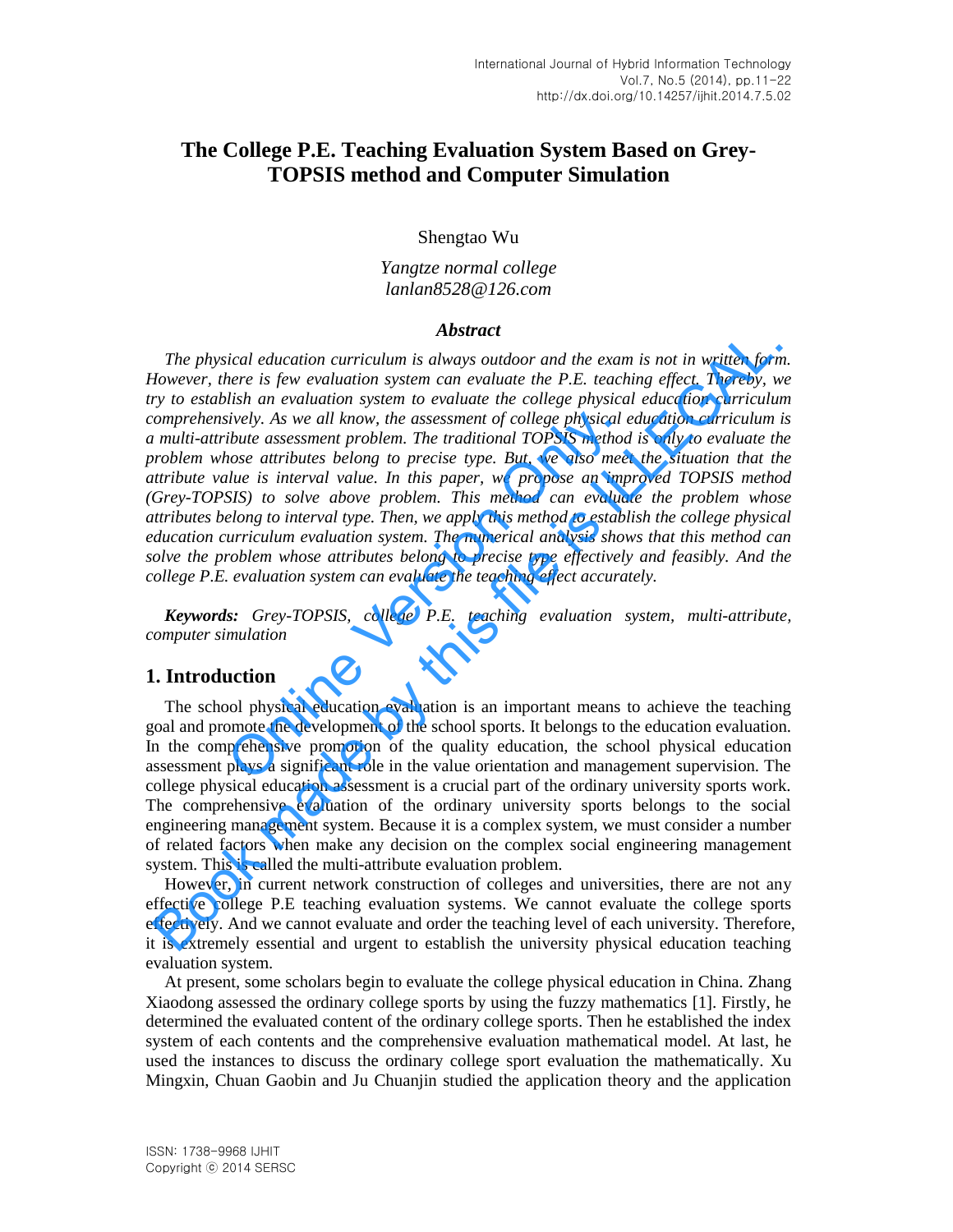# The College P.E. Teaching Evaluation System Based on Grey-TOPSIS method and Computer Simulation

Shengtao Wu

*Yangtze normal college*
*lanlan8528@126.com*

## *Abstract*

*The physical education curriculum is always outdoor and the exam is not in written form. However, there is few evaluation system can evaluate the P.E. teaching effect. Thereby, we try to establish an evaluation system to evaluate the college physical education curriculum comprehensively. As we all know, the assessment of college physical education curriculum is a multi-attribute assessment problem. The traditional TOPSIS method is only to evaluate the problem whose attributes belong to precise type. But, we also meet the situation that the attribute value is interval value. In this paper, we propose an improved TOPSIS method (Grey-TOPSIS) to solve above problem. This method can evaluate the problem whose attributes belong to interval type. Then, we apply this method to establish the college physical education curriculum evaluation system. The numerical analysis shows that this method can solve the problem whose attributes belong to precise type effectively and feasibly. And the college P.E. evaluation system can evaluate the teaching effect accurately.*

***Keywords:*** *Grey-TOPSIS, college P.E. teaching evaluation system, multi-attribute, computer simulation*

## 1. Introduction

The school physical education evaluation is an important means to achieve the teaching goal and promote the development of the school sports. It belongs to the education evaluation. In the comprehensive promotion of the quality education, the school physical education assessment plays a significant role in the value orientation and management supervision. The college physical education assessment is a crucial part of the ordinary university sports work. The comprehensive evaluation of the ordinary university sports belongs to the social engineering management system. Because it is a complex system, we must consider a number of related factors when make any decision on the complex social engineering management system. This is called the multi-attribute evaluation problem.

However, in current network construction of colleges and universities, there are not any effective college P.E teaching evaluation systems. We cannot evaluate the college sports effectively. And we cannot evaluate and order the teaching level of each university. Therefore, it is extremely essential and urgent to establish the university physical education teaching evaluation system.

At present, some scholars begin to evaluate the college physical education in China. Zhang Xiaodong assessed the ordinary college sports by using the fuzzy mathematics [1]. Firstly, he determined the evaluated content of the ordinary college sports. Then he established the index system of each contents and the comprehensive evaluation mathematical model. At last, he used the instances to discuss the ordinary college sport evaluation the mathematically. Xu Mingxin, Chuan Gaobin and Ju Chuanjin studied the application theory and the application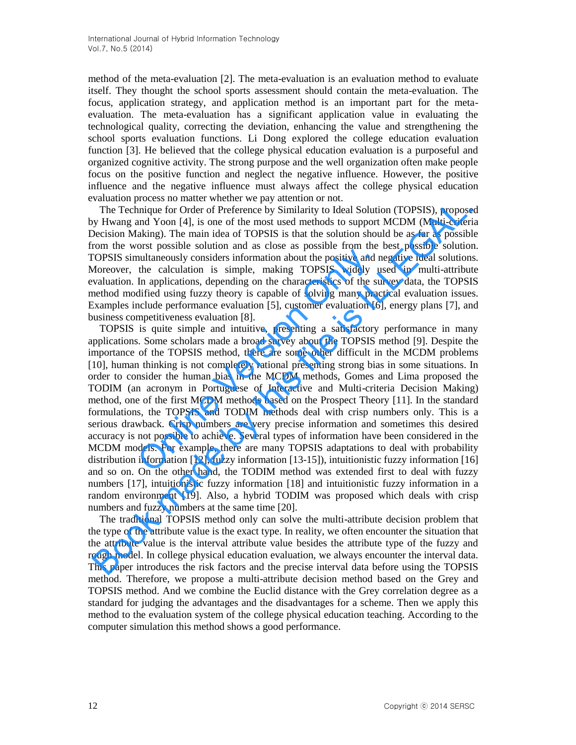method of the meta-evaluation [2]. The meta-evaluation is an evaluation method to evaluate itself. They thought the school sports assessment should contain the meta-evaluation. The focus, application strategy, and application method is an important part for the meta-evaluation. The meta-evaluation has a significant application value in evaluating the technological quality, correcting the deviation, enhancing the value and strengthening the school sports evaluation functions. Li Dong explored the college education evaluation function [3]. He believed that the college physical education evaluation is a purposeful and organized cognitive activity. The strong purpose and the well organization often make people focus on the positive function and neglect the negative influence. However, the positive influence and the negative influence must always affect the college physical education evaluation process no matter whether we pay attention or not.

The Technique for Order of Preference by Similarity to Ideal Solution (TOPSIS), proposed by Hwang and Yoon [4], is one of the most used methods to support MCDM (Multi-criteria Decision Making). The main idea of TOPSIS is that the solution should be as far as possible from the worst possible solution and as close as possible from the best possible solution. TOPSIS simultaneously considers information about the positive and negative ideal solutions. Moreover, the calculation is simple, making TOPSIS widely used in multi-attribute evaluation. In applications, depending on the characteristics of the survey data, the TOPSIS method modified using fuzzy theory is capable of solving many practical evaluation issues. Examples include performance evaluation [5], customer evaluation [6], energy plans [7], and business competitiveness evaluation [8].

TOPSIS is quite simple and intuitive, presenting a satisfactory performance in many applications. Some scholars made a broad survey about the TOPSIS method [9]. Despite the importance of the TOPSIS method, there are some other difficult in the MCDM problems [10], human thinking is not completely rational presenting strong bias in some situations. In order to consider the human bias in the MCDM methods, Gomes and Lima proposed the TODIM (an acronym in Portuguese of Interactive and Multi-criteria Decision Making) method, one of the first MCDM methods based on the Prospect Theory [11]. In the standard formulations, the TOPSIS and TODIM methods deal with crisp numbers only. This is a serious drawback. Crisp numbers are very precise information and sometimes this desired accuracy is not possible to achieve. Several types of information have been considered in the MCDM models. For example, there are many TOPSIS adaptations to deal with probability distribution information [12], fuzzy information [13-15]), intuitionistic fuzzy information [16] and so on. On the other hand, the TODIM method was extended first to deal with fuzzy numbers [17], intuitionistic fuzzy information [18] and intuitionistic fuzzy information in a random environment [19]. Also, a hybrid TODIM was proposed which deals with crisp numbers and fuzzy numbers at the same time [20].

The traditional TOPSIS method only can solve the multi-attribute decision problem that the type of the attribute value is the exact type. In reality, we often encounter the situation that the attribute value is the interval attribute value besides the attribute type of the fuzzy and rough model. In college physical education evaluation, we always encounter the interval data. This paper introduces the risk factors and the precise interval data before using the TOPSIS method. Therefore, we propose a multi-attribute decision method based on the Grey and TOPSIS method. And we combine the Euclid distance with the Grey correlation degree as a standard for judging the advantages and the disadvantages for a scheme. Then we apply this method to the evaluation system of the college physical education teaching. According to the computer simulation this method shows a good performance.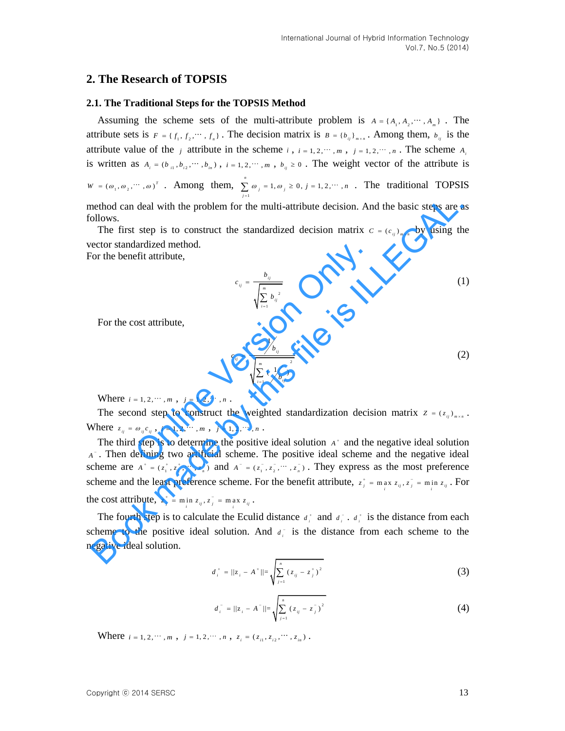## 2. The Research of TOPSIS

### 2.1. The Traditional Steps for the TOPSIS Method

Assuming the scheme sets of the multi-attribute problem is $A = \{A_1, A_2, \cdots, A_m\}$. The attribute sets is $F = \{f_1, f_2, \cdots, f_n\}$. The decision matrix is $B = \{b_{ij}\}_{m \times n}$. Among them, $b_{ij}$ is the attribute value of the $j$ attribute in the scheme $i$, $i = 1, 2, \cdots, m$, $j = 1, 2, \cdots, n$. The scheme $A_i$ is written as $A_i = (b_{i1}, b_{i2}, \cdots, b_{in})$, $i = 1, 2, \cdots, m$, $b_{ij} \geq 0$. The weight vector of the attribute is $W = (\omega_1, \omega_2, \cdots, \omega)^T$. Among them, $\sum_{j=1}^{n} \omega_j = 1, \omega_j \geq 0, j = 1, 2, \cdots, n$. The traditional TOPSIS method can deal with the problem for the multi-attribute decision. And the basic steps are as follows.

The first step is to construct the standardized decision matrix $C = (c_{ij})_{m \times n}$ by using the vector standardized method.

For the benefit attribute,

$$c_{ij} = \frac{b_{ij}}{\sqrt{\sum_{i=1}^{m} b_{ij}^2}} \tag{1}$$

For the cost attribute,

$$c_{ij} = \frac{1/b_{ij}}{\sqrt{\sum_{i=1}^{m} \left(1/b_{ij}\right)^2}} \tag{2}$$

Where $i = 1, 2, \cdots, m$, $j = 1, 2, \cdots, n$.

The second step to construct the weighted standardization decision matrix $Z = (z_{ij})_{m \times n}$. Where $z_{ij} = \omega_{ij} c_{ij}$, $i = 1, 2, \cdots, m$, $j = 1, 2, \cdots, n$.

The third step is to determine the positive ideal solution $A^+$ and the negative ideal solution $A^-$. Then defining two artificial scheme. The positive ideal scheme and the negative ideal scheme are $A^+ = (z_1^+, z_2^+, \cdots, z_n^+)$ and $A^- = (z_1^-, z_2^-, \cdots, z_n^-)$. They express as the most preference scheme and the least preference scheme. For the benefit attribute, $z_j^+ = \max_i z_{ij}, z_j^- = \min_i z_{ij}$. For the cost attribute, $z_j^+ = \min_i z_{ij}, z_j^- = \max_i z_{ij}$.

The fourth step is to calculate the Eculid distance $d_i^+$ and $d_i^-$. $d_i^+$ is the distance from each scheme to the positive ideal solution. And $d_i^-$ is the distance from each scheme to the negative ideal solution.

$$d_i^+ = \|z_i - A^+\| = \sqrt{\sum_{j=1}^{n} (z_{ij} - z_j^+)^2} \tag{3}$$

$$d_i^- = \|z_i - A^-\| = \sqrt{\sum_{j=1}^{n} (z_{ij} - z_j^-)^2} \tag{4}$$

Where $i = 1, 2, \cdots, m$, $j = 1, 2, \cdots, n$, $z_i = (z_{i1}, z_{i2}, \cdots, z_{in})$.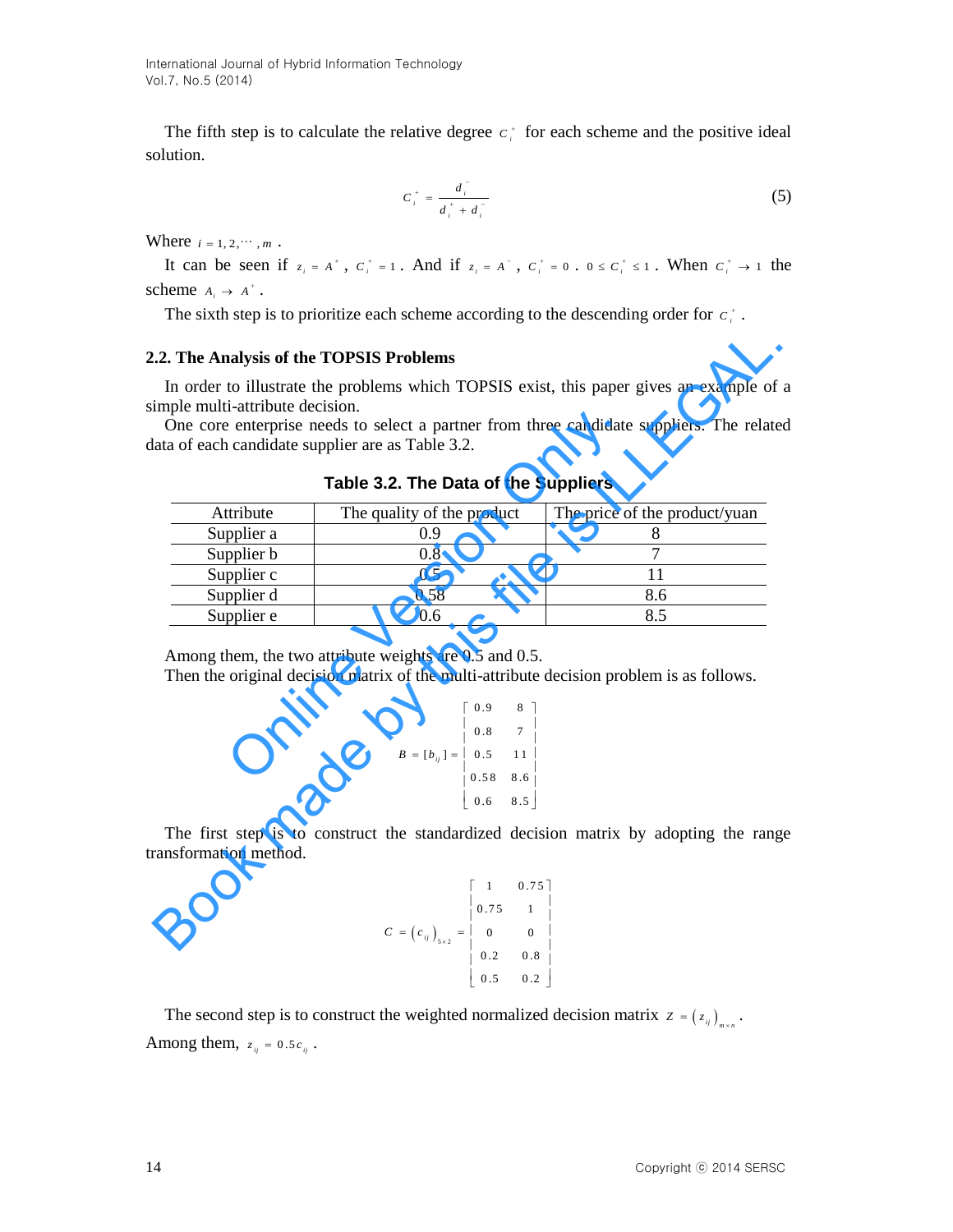The fifth step is to calculate the relative degree $c_i^+$ for each scheme and the positive ideal solution.

$$c_i^+ = \frac{d_i^-}{d_i^+ + d_i^-} \tag{5}$$

Where $i = 1, 2, \cdots, m$.

It can be seen if $z_i = A^+$, $C_i^+ = 1$. And if $z_i = A^-$, $C_i^+ = 0$. $0 \le C_i^+ \le 1$. When $C_i^+ \to 1$ the scheme $A_i \to A^+$.

The sixth step is to prioritize each scheme according to the descending order for $c_i^+$.

### 2.2. The Analysis of the TOPSIS Problems

In order to illustrate the problems which TOPSIS exist, this paper gives an example of a simple multi-attribute decision.

One core enterprise needs to select a partner from three candidate suppliers. The related data of each candidate supplier are as Table 3.2.

**Table 3.2. The Data of the Suppliers**

| Attribute | The quality of the product | The price of the product/yuan |
|---|---|---|
| Supplier a | 0.9 | 8 |
| Supplier b | 0.8 | 7 |
| Supplier c | 0.5 | 11 |
| Supplier d | 0.58 | 8.6 |
| Supplier e | 0.6 | 8.5 |

Among them, the two attribute weights are 0.5 and 0.5.

Then the original decision matrix of the multi-attribute decision problem is as follows.

$$B = [b_{ij}] = \begin{bmatrix} 0.9 & 8 \\ 0.8 & 7 \\ 0.5 & 11 \\ 0.58 & 8.6 \\ 0.6 & 8.5 \end{bmatrix}$$

The first step is to construct the standardized decision matrix by adopting the range transformation method.

$$C = (c_{ij})_{5 \times 2} = \begin{bmatrix} 1 & 0.75 \\ 0.75 & 1 \\ 0 & 0 \\ 0.2 & 0.8 \\ 0.5 & 0.2 \end{bmatrix}$$

The second step is to construct the weighted normalized decision matrix $z = (z_{ij})_{m \times n}$.

Among them, $z_{ij} = 0.5 c_{ij}$.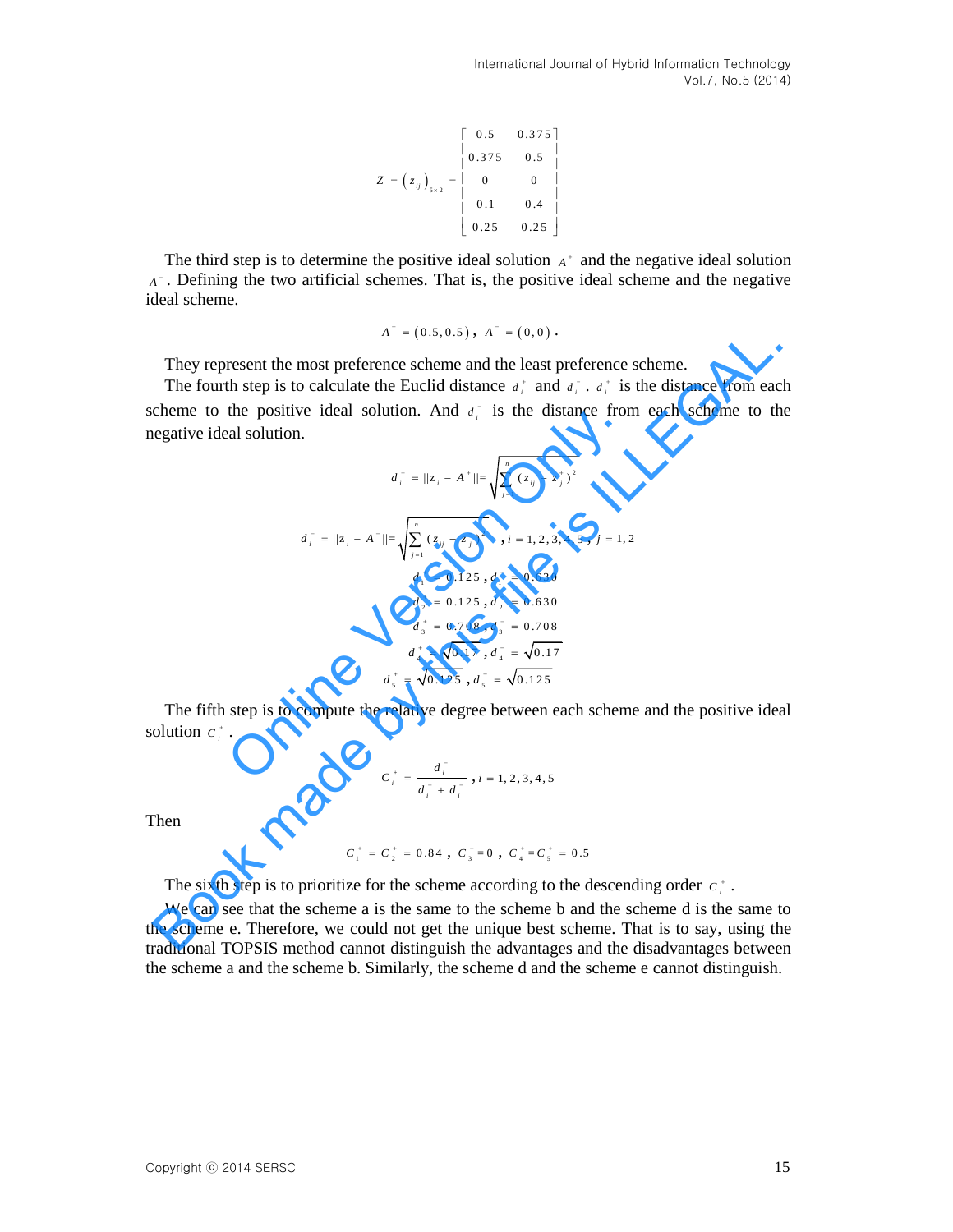$$Z = \left(z_{ij}\right)_{5\times 2} = \begin{bmatrix} 0.5 & 0.375 \\ 0.375 & 0.5 \\ 0 & 0 \\ 0.1 & 0.4 \\ 0.25 & 0.25 \end{bmatrix}$$

The third step is to determine the positive ideal solution $A^+$ and the negative ideal solution $A^-$. Defining the two artificial schemes. That is, the positive ideal scheme and the negative ideal scheme.

$$A^+ = (0.5, 0.5),\ A^- = (0, 0).$$

They represent the most preference scheme and the least preference scheme.

The fourth step is to calculate the Euclid distance $d_i^+$ and $d_i^-$. $d_i^+$ is the distance from each scheme to the positive ideal solution. And $d_i^-$ is the distance from each scheme to the negative ideal solution.

$$d_i^+ = \|z_i - A^+\| = \sqrt{\sum_{j=1}^{n}(z_{ij} - z_j^+)^2}$$

$$d_i^- = \|z_i - A^-\| = \sqrt{\sum_{j=1}^{n}(z_{ij} - z_j^-)^2},\ i = 1,2,3,4,5,\ j = 1,2$$

$$d_1^+ = 0.125,\ d_1^- = 0.630$$

$$d_2^+ = 0.125,\ d_2^- = 0.630$$

$$d_3^+ = 0.708,\ d_3^- = 0.708$$

$$d_4^+ = \sqrt{0.17},\ d_4^- = \sqrt{0.17}$$

$$d_5^+ = \sqrt{0.125},\ d_5^- = \sqrt{0.125}$$

The fifth step is to compute the relative degree between each scheme and the positive ideal solution $C_i^+$.

$$C_i^+ = \frac{d_i^-}{d_i^+ + d_i^-},\ i = 1,2,3,4,5$$

Then

$$C_1^+ = C_2^+ = 0.84,\ C_3^+ = 0,\ C_4^+ = C_5^+ = 0.5$$

The sixth step is to prioritize for the scheme according to the descending order $C_i^+$.

We can see that the scheme a is the same to the scheme b and the scheme d is the same to the scheme e. Therefore, we could not get the unique best scheme. That is to say, using the traditional TOPSIS method cannot distinguish the advantages and the disadvantages between the scheme a and the scheme b. Similarly, the scheme d and the scheme e cannot distinguish.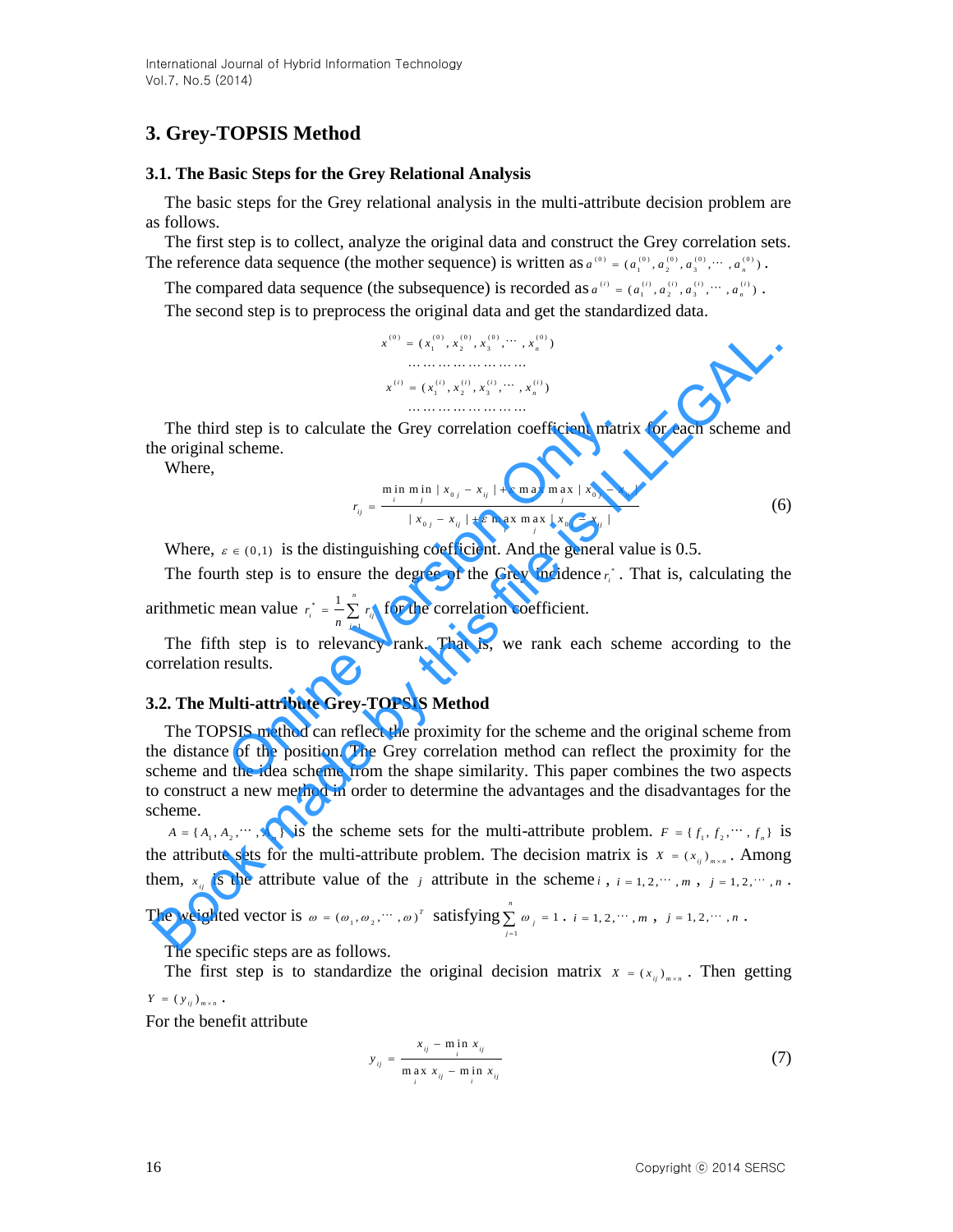## 3. Grey-TOPSIS Method

### 3.1. The Basic Steps for the Grey Relational Analysis

The basic steps for the Grey relational analysis in the multi-attribute decision problem are as follows.

The first step is to collect, analyze the original data and construct the Grey correlation sets. The reference data sequence (the mother sequence) is written as $a^{(0)} = (a_1^{(0)}, a_2^{(0)}, a_3^{(0)}, \cdots, a_n^{(0)})$.

The compared data sequence (the subsequence) is recorded as $a^{(i)} = (a_1^{(i)}, a_2^{(i)}, a_3^{(i)}, \cdots, a_n^{(i)})$.

The second step is to preprocess the original data and get the standardized data.

$$x^{(0)} = (x_1^{(0)}, x_2^{(0)}, x_3^{(0)}, \cdots, x_n^{(0)})$$
$$\cdots\cdots\cdots\cdots\cdots\cdots\cdots\cdots$$
$$x^{(i)} = (x_1^{(i)}, x_2^{(i)}, x_3^{(i)}, \cdots, x_n^{(i)})$$
$$\cdots\cdots\cdots\cdots\cdots\cdots\cdots\cdots$$

The third step is to calculate the Grey correlation coefficient matrix for each scheme and the original scheme.

Where,

$$r_{ij} = \frac{\min_i \min_j |x_{0j} - x_{ij}| + \varepsilon \max_i \max_j |x_{0j} - x_{ij}|}{|x_{0j} - x_{ij}| + \varepsilon \max_i \max_j |x_{0j} - x_{ij}|} \tag{6}$$

Where, $\varepsilon \in (0,1)$ is the distinguishing coefficient. And the general value is 0.5.

The fourth step is to ensure the degree of the Grey incidence $r_i^*$. That is, calculating the arithmetic mean value $r_i^* = \frac{1}{n}\sum_{j=1}^{n} r_{ij}$ for the correlation coefficient.

The fifth step is to relevancy rank. That is, we rank each scheme according to the correlation results.

### 3.2. The Multi-attribute Grey-TOPSIS Method

The TOPSIS method can reflect the proximity for the scheme and the original scheme from the distance of the position. The Grey correlation method can reflect the proximity for the scheme and the idea scheme from the shape similarity. This paper combines the two aspects to construct a new method in order to determine the advantages and the disadvantages for the scheme.

$A = \{A_1, A_2, \cdots, A_m\}$ is the scheme sets for the multi-attribute problem. $F = \{f_1, f_2, \cdots, f_n\}$ is the attribute sets for the multi-attribute problem. The decision matrix is $X = (x_{ij})_{m \times n}$. Among them, $x_{ij}$ is the attribute value of the $j$ attribute in the scheme $i$, $i = 1, 2, \cdots, m$, $j = 1, 2, \cdots, n$.

The weighted vector is $\omega = (\omega_1, \omega_2, \cdots, \omega)^T$ satisfying $\sum_{j=1}^{n} \omega_j = 1$. $i = 1, 2, \cdots, m$, $j = 1, 2, \cdots, n$.

The specific steps are as follows.

The first step is to standardize the original decision matrix $X = (x_{ij})_{m \times n}$. Then getting $Y = (y_{ij})_{m \times n}$.

For the benefit attribute

$$y_{ij} = \frac{x_{ij} - \min_i x_{ij}}{\max_i x_{ij} - \min_i x_{ij}} \tag{7}$$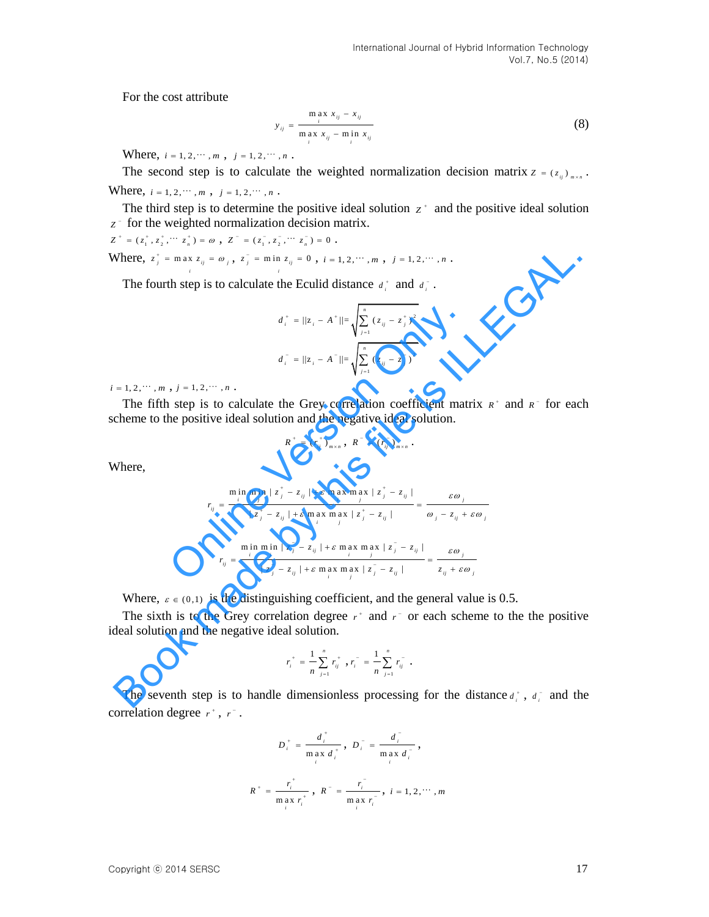For the cost attribute

$$y_{ij} = \frac{\max_i x_{ij} - x_{ij}}{\max_i x_{ij} - \min_i x_{ij}} \tag{8}$$

Where, $i = 1, 2, \cdots, m$ , $j = 1, 2, \cdots, n$ .

The second step is to calculate the weighted normalization decision matrix $Z = (z_{ij})_{m \times n}$ . Where, $i = 1, 2, \cdots, m$ , $j = 1, 2, \cdots, n$ .

The third step is to determine the positive ideal solution $Z^+$ and the positive ideal solution $Z^-$ for the weighted normalization decision matrix.

$Z^+ = (z_1^+, z_2^+, \cdots z_n^+) = \omega$ , $Z^- = (z_1^-, z_2^-, \cdots z_n^-) = 0$ .

Where, $z_j^+ = \max_i z_{ij} = \omega_j$ , $z_j^- = \min_i z_{ij} = 0$ , $i = 1, 2, \cdots, m$ , $j = 1, 2, \cdots, n$ .

The fourth step is to calculate the Eculid distance $d_i^+$ and $d_i^-$ .

$$d_i^+ = ||z_i - A^+|| = \sqrt{\sum_{j=1}^{n} (z_{ij} - z_j^+)^2}$$

$$d_i^- = ||z_i - A^-|| = \sqrt{\sum_{j=1}^{n} (z_{ij} - z_j^-)^2}$$

$i = 1, 2, \cdots, m$ , $j = 1, 2, \cdots, n$ .

The fifth step is to calculate the Grey correlation coefficient matrix $R^+$ and $R^-$ for each scheme to the positive ideal solution and the negative ideal solution.

$$R^+ = (r_{ij}^+)_{m \times n} , \; R^- = (r_{ij}^-)_{m \times n} .$$

Where,

$$r_{ij} = \frac{\min_i \min_j |z_j^+ - z_{ij}| + \varepsilon \max_i \max_j |z_j^+ - z_{ij}|}{|z_j^+ - z_{ij}| + \varepsilon \max_i \max_j |z_j^+ - z_{ij}|} = \frac{\varepsilon \omega_j}{\omega_j - z_{ij} + \varepsilon \omega_j}$$

$$r_{ij} = \frac{\min_i \min_j |z_j^- - z_{ij}| + \varepsilon \max_i \max_j |z_j^- - z_{ij}|}{|z_j^- - z_{ij}| + \varepsilon \max_i \max_j |z_j^- - z_{ij}|} = \frac{\varepsilon \omega_j}{z_{ij} + \varepsilon \omega_j}$$

Where, $\varepsilon \in (0,1)$ is the distinguishing coefficient, and the general value is 0.5.

The sixth is to the Grey correlation degree $r^+$ and $r^-$ or each scheme to the the positive ideal solution and the negative ideal solution.

$$r_i^+ = \frac{1}{n} \sum_{j=1}^{n} r_{ij}^+ , \; r_i^- = \frac{1}{n} \sum_{j=1}^{n} r_{ij}^- .$$

The seventh step is to handle dimensionless processing for the distance $d_i^+$ , $d_i^-$ and the correlation degree $r^+$ , $r^-$ .

$$D_i^+ = \frac{d_i^+}{\max_i d_i^+} , \; D_i^- = \frac{d_i^-}{\max_i d_i^-} ,$$

$$R^+ = \frac{r_i^+}{\max_i r_i^+} , \; R^- = \frac{r_i^-}{\max_i r_i^-} , \; i = 1, 2, \cdots, m$$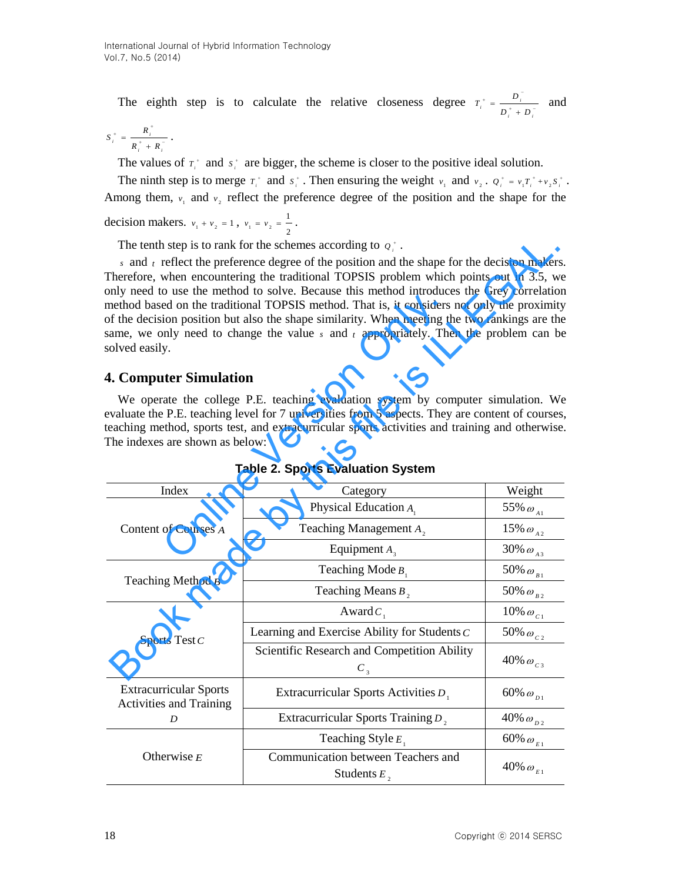The eighth step is to calculate the relative closeness degree $T_i^+ = \frac{D_i^-}{D_i^+ + D_i^-}$ and $S_i^+ = \frac{R_i^+}{R_i^+ + R_i^-}$.

The values of $T_i^+$ and $S_i^+$ are bigger, the scheme is closer to the positive ideal solution.

The ninth step is to merge $T_i^+$ and $S_i^+$. Then ensuring the weight $v_1$ and $v_2$. $Q_i^+ = v_1 T_i^+ + v_2 S_i^+$. Among them, $v_1$ and $v_2$ reflect the preference degree of the position and the shape for the decision makers. $v_1 + v_2 = 1$, $v_1 = v_2 = \frac{1}{2}$.

The tenth step is to rank for the schemes according to $Q_i^+$.

$s$ and $t$ reflect the preference degree of the position and the shape for the decision makers. Therefore, when encountering the traditional TOPSIS problem which points out in 3.5, we only need to use the method to solve. Because this method introduces the Grey correlation method based on the traditional TOPSIS method. That is, it considers not only the proximity of the decision position but also the shape similarity. When meeting the two rankings are the same, we only need to change the value $s$ and $t$ appropriately. Then the problem can be solved easily.

## 4. Computer Simulation

We operate the college P.E. teaching evaluation system by computer simulation. We evaluate the P.E. teaching level for 7 universities from 5 aspects. They are content of courses, teaching method, sports test, and extracurricular sports activities and training and otherwise. The indexes are shown as below:

**Table 2. Sports Evaluation System**

| Index | Category | Weight |
|---|---|---|
| Content of Courses $A$ | Physical Education $A_1$ | 55% $\omega_{A1}$ |
| | Teaching Management $A_2$ | 15% $\omega_{A2}$ |
| | Equipment $A_3$ | 30% $\omega_{A3}$ |
| Teaching Method $B$ | Teaching Mode $B_1$ | 50% $\omega_{B1}$ |
| | Teaching Means $B_2$ | 50% $\omega_{B2}$ |
| Sports Test $C$ | Award $C_1$ | 10% $\omega_{C1}$ |
| | Learning and Exercise Ability for Students $C$ | 50% $\omega_{C2}$ |
| | Scientific Research and Competition Ability $C_3$ | 40% $\omega_{C3}$ |
| Extracurricular Sports Activities and Training $D$ | Extracurricular Sports Activities $D_1$ | 60% $\omega_{D1}$ |
| | Extracurricular Sports Training $D_2$ | 40% $\omega_{D2}$ |
| Otherwise $E$ | Teaching Style $E_1$ | 60% $\omega_{E1}$ |
| | Communication between Teachers and Students $E_2$ | 40% $\omega_{E1}$ |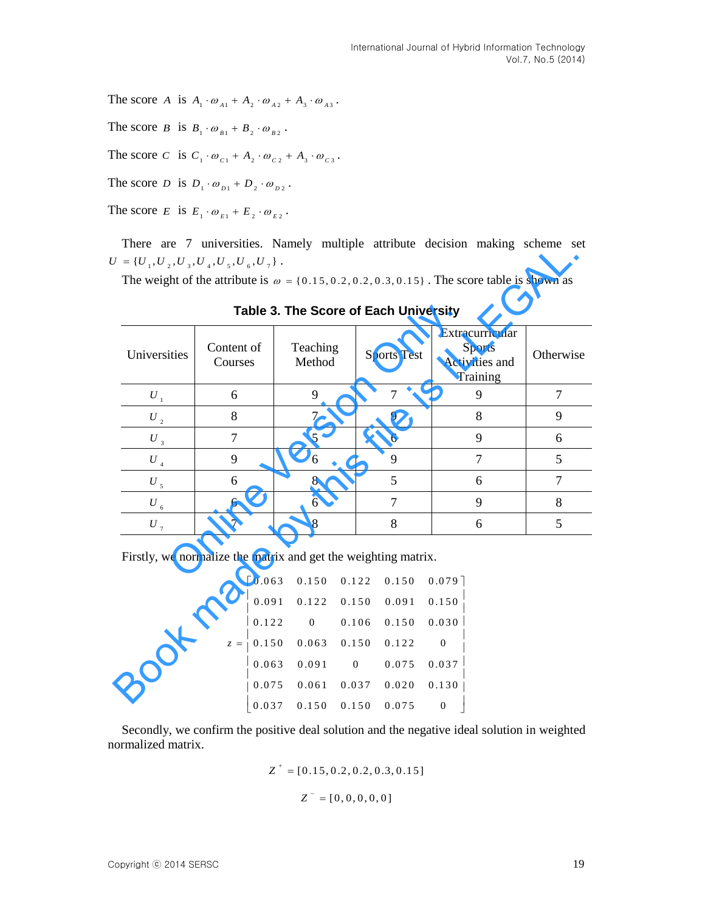The score $A$ is $A_1 \cdot \omega_{A1} + A_2 \cdot \omega_{A2} + A_3 \cdot \omega_{A3}$.

The score $B$ is $B_1 \cdot \omega_{B1} + B_2 \cdot \omega_{B2}$.

The score $C$ is $C_1 \cdot \omega_{C1} + A_2 \cdot \omega_{C2} + A_3 \cdot \omega_{C3}$.

The score $D$ is $D_1 \cdot \omega_{D1} + D_2 \cdot \omega_{D2}$.

The score $E$ is $E_1 \cdot \omega_{E1} + E_2 \cdot \omega_{E2}$.

There are 7 universities. Namely multiple attribute decision making scheme set $U = \{U_1, U_2, U_3, U_4, U_5, U_6, U_7\}$.

The weight of the attribute is $\omega = \{0.15, 0.2, 0.2, 0.3, 0.15\}$. The score table is shown as

**Table 3. The Score of Each University**

| Universities | Content of Courses | Teaching Method | Sports Test | Extracurricular Sports Activities and Training | Otherwise |
|---|---|---|---|---|---|
| $U_1$ | 6 | 9 | 7 | 9 | 7 |
| $U_2$ | 8 | 7 | 9 | 8 | 9 |
| $U_3$ | 7 | 5 | 6 | 9 | 6 |
| $U_4$ | 9 | 6 | 9 | 7 | 5 |
| $U_5$ | 6 | 8 | 5 | 6 | 7 |
| $U_6$ | 6 | 6 | 7 | 9 | 8 |
| $U_7$ | 7 | 8 | 8 | 6 | 5 |

Firstly, we normalize the matrix and get the weighting matrix.

$$z = \begin{bmatrix} 0.063 & 0.150 & 0.122 & 0.150 & 0.079 \\ 0.091 & 0.122 & 0.150 & 0.091 & 0.150 \\ 0.122 & 0 & 0.106 & 0.150 & 0.030 \\ 0.150 & 0.063 & 0.150 & 0.122 & 0 \\ 0.063 & 0.091 & 0 & 0.075 & 0.037 \\ 0.075 & 0.061 & 0.037 & 0.020 & 0.130 \\ 0.037 & 0.150 & 0.150 & 0.075 & 0 \end{bmatrix}$$

Secondly, we confirm the positive deal solution and the negative ideal solution in weighted normalized matrix.

$$Z^{+} = [0.15, 0.2, 0.2, 0.3, 0.15]$$

$$Z^{-} = [0, 0, 0, 0, 0]$$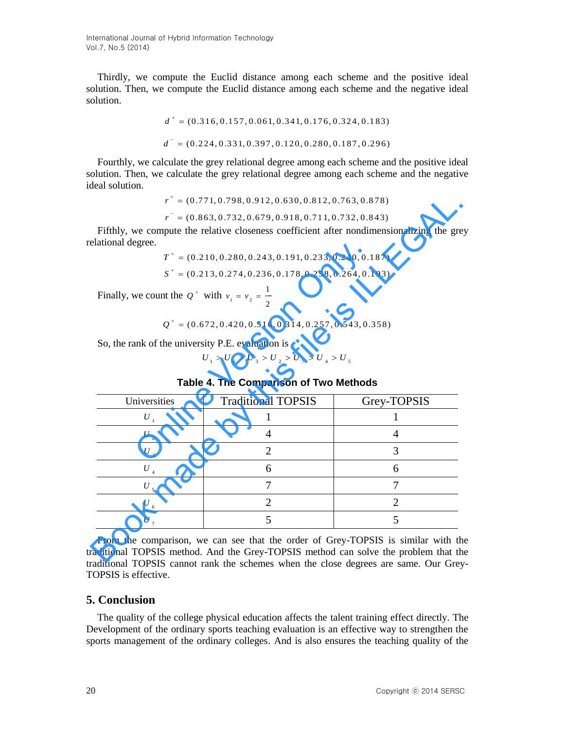Thirdly, we compute the Euclid distance among each scheme and the positive ideal solution. Then, we compute the Euclid distance among each scheme and the negative ideal solution.

$$d^{+} = (0.316, 0.157, 0.061, 0.341, 0.176, 0.324, 0.183)$$

$$d^{-} = (0.224, 0.331, 0.397, 0.120, 0.280, 0.187, 0.296)$$

Fourthly, we calculate the grey relational degree among each scheme and the positive ideal solution. Then, we calculate the grey relational degree among each scheme and the negative ideal solution.

$$r^{+} = (0.771, 0.798, 0.912, 0.630, 0.812, 0.763, 0.878)$$

$$r^{-} = (0.863, 0.732, 0.679, 0.918, 0.711, 0.732, 0.843)$$

Fifthly, we compute the relative closeness coefficient after nondimensionalizing the grey relational degree.

$$T^{+} = (0.210, 0.280, 0.243, 0.191, 0.233, 0.240, 0.187)$$

$$S^{+} = (0.213, 0.274, 0.236, 0.178, 0.258, 0.264, 0.193)$$

Finally, we count the $Q^{+}$ with $v_1 = v_2 = \frac{1}{2}$

$$Q^{+} = (0.672, 0.420, 0.516, 0.314, 0.257, 0.543, 0.358)$$

So, the rank of the university P.E. evaluation is

$$U_1 > U_6 > U_3 > U_2 > U_7 > U_4 > U_5$$

**Table 4. The Comparison of Two Methods**

| Universities | Traditional TOPSIS | Grey-TOPSIS |
|---|---|---|
| $U_1$ | 1 | 1 |
| $U_2$ | 4 | 4 |
| $U_3$ | 2 | 3 |
| $U_4$ | 6 | 6 |
| $U_5$ | 7 | 7 |
| $U_6$ | 2 | 2 |
| $U_7$ | 5 | 5 |

From the comparison, we can see that the order of Grey-TOPSIS is similar with the traditional TOPSIS method. And the Grey-TOPSIS method can solve the problem that the traditional TOPSIS cannot rank the schemes when the close degrees are same. Our Grey-TOPSIS is effective.

## 5. Conclusion

The quality of the college physical education affects the talent training effect directly. The Development of the ordinary sports teaching evaluation is an effective way to strengthen the sports management of the ordinary colleges. And is also ensures the teaching quality of the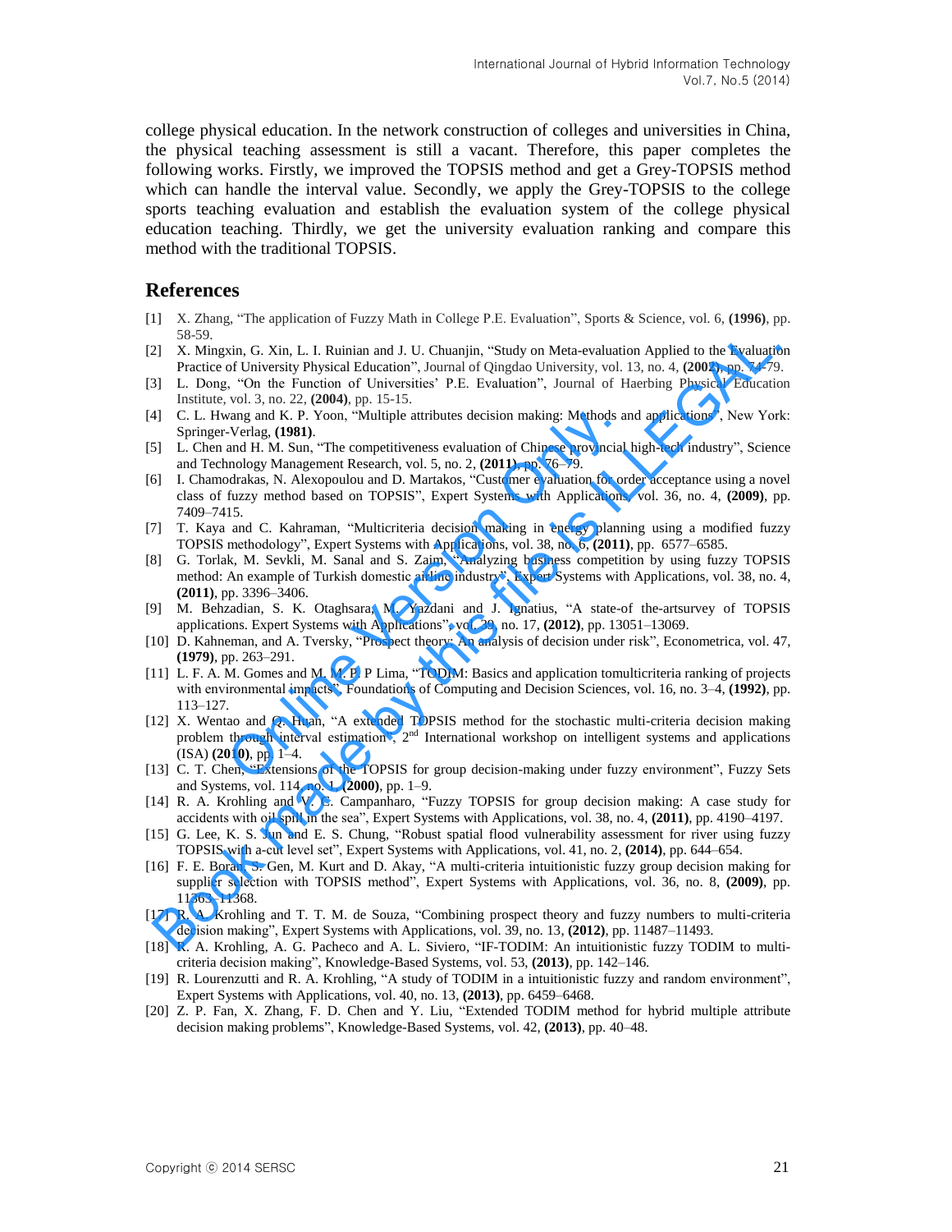college physical education. In the network construction of colleges and universities in China, the physical teaching assessment is still a vacant. Therefore, this paper completes the following works. Firstly, we improved the TOPSIS method and get a Grey-TOPSIS method which can handle the interval value. Secondly, we apply the Grey-TOPSIS to the college sports teaching evaluation and establish the evaluation system of the college physical education teaching. Thirdly, we get the university evaluation ranking and compare this method with the traditional TOPSIS.

## References

[1] X. Zhang, "The application of Fuzzy Math in College P.E. Evaluation", Sports & Science, vol. 6, **(1996)**, pp. 58-59.

[2] X. Mingxin, G. Xin, L. I. Ruinian and J. U. Chuanjin, "Study on Meta-evaluation Applied to the Evaluation Practice of University Physical Education", Journal of Qingdao University, vol. 13, no. 4, **(2003)**, pp. 74-79.

[3] L. Dong, "On the Function of Universities' P.E. Evaluation", Journal of Haerbing Physical Education Institute, vol. 3, no. 22, **(2004)**, pp. 15-15.

[4] C. L. Hwang and K. P. Yoon, "Multiple attributes decision making: Methods and applications", New York: Springer-Verlag, **(1981)**.

[5] L. Chen and H. M. Sun, "The competitiveness evaluation of Chinese provincial high-tech industry", Science and Technology Management Research, vol. 5, no. 2, **(2011)**, pp. 76–79.

[6] I. Chamodrakas, N. Alexopoulou and D. Martakos, "Customer evaluation for order acceptance using a novel class of fuzzy method based on TOPSIS", Expert Systems with Applications, vol. 36, no. 4, **(2009)**, pp. 7409–7415.

[7] T. Kaya and C. Kahraman, "Multicriteria decision making in energy planning using a modified fuzzy TOPSIS methodology", Expert Systems with Applications, vol. 38, no. 6, **(2011)**, pp. 6577–6585.

[8] G. Torlak, M. Sevkli, M. Sanal and S. Zaim, "Analyzing business competition by using fuzzy TOPSIS method: An example of Turkish domestic airline industry", Expert Systems with Applications, vol. 38, no. 4, **(2011)**, pp. 3396–3406.

[9] M. Behzadian, S. K. Otaghsara, M. Yazdani and J. Ignatius, "A state-of the-artsurvey of TOPSIS applications. Expert Systems with Applications", vol. 39, no. 17, **(2012)**, pp. 13051–13069.

[10] D. Kahneman, and A. Tversky, "Prospect theory: An analysis of decision under risk", Econometrica, vol. 47, **(1979)**, pp. 263–291.

[11] L. F. A. M. Gomes and M. M. P. P Lima, "TODIM: Basics and application tomulticriteria ranking of projects with environmental impacts", Foundations of Computing and Decision Sciences, vol. 16, no. 3–4, **(1992)**, pp. 113–127.

[12] X. Wentao and Q. Huan, "A extended TOPSIS method for the stochastic multi-criteria decision making problem through interval estimation", 2nd International workshop on intelligent systems and applications (ISA) **(2010)**, pp. 1–4.

[13] C. T. Chen, "Extensions of the TOPSIS for group decision-making under fuzzy environment", Fuzzy Sets and Systems, vol. 114, no. 1, **(2000)**, pp. 1–9.

[14] R. A. Krohling and V. C. Campanharo, "Fuzzy TOPSIS for group decision making: A case study for accidents with oil spill in the sea", Expert Systems with Applications, vol. 38, no. 4, **(2011)**, pp. 4190–4197.

[15] G. Lee, K. S. Jun and E. S. Chung, "Robust spatial flood vulnerability assessment for river using fuzzy TOPSIS with a-cut level set", Expert Systems with Applications, vol. 41, no. 2, **(2014)**, pp. 644–654.

[16] F. E. Boran, S. Gen, M. Kurt and D. Akay, "A multi-criteria intuitionistic fuzzy group decision making for supplier selection with TOPSIS method", Expert Systems with Applications, vol. 36, no. 8, **(2009)**, pp. 11363–11368.

[17] R. A. Krohling and T. T. M. de Souza, "Combining prospect theory and fuzzy numbers to multi-criteria decision making", Expert Systems with Applications, vol. 39, no. 13, **(2012)**, pp. 11487–11493.

[18] R. A. Krohling, A. G. Pacheco and A. L. Siviero, "IF-TODIM: An intuitionistic fuzzy TODIM to multi-criteria decision making", Knowledge-Based Systems, vol. 53, **(2013)**, pp. 142–146.

[19] R. Lourenzutti and R. A. Krohling, "A study of TODIM in a intuitionistic fuzzy and random environment", Expert Systems with Applications, vol. 40, no. 13, **(2013)**, pp. 6459–6468.

[20] Z. P. Fan, X. Zhang, F. D. Chen and Y. Liu, "Extended TODIM method for hybrid multiple attribute decision making problems", Knowledge-Based Systems, vol. 42, **(2013)**, pp. 40–48.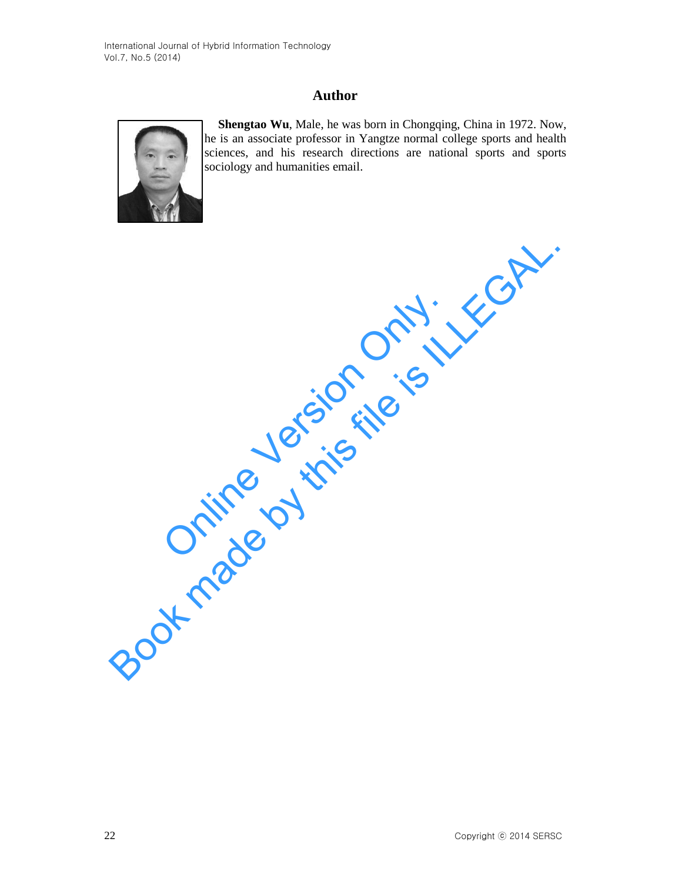## Author

**Shengtao Wu**, Male, he was born in Chongqing, China in 1972. Now, he is an associate professor in Yangtze normal college sports and health sciences, and his research directions are national sports and sports sociology and humanities email.